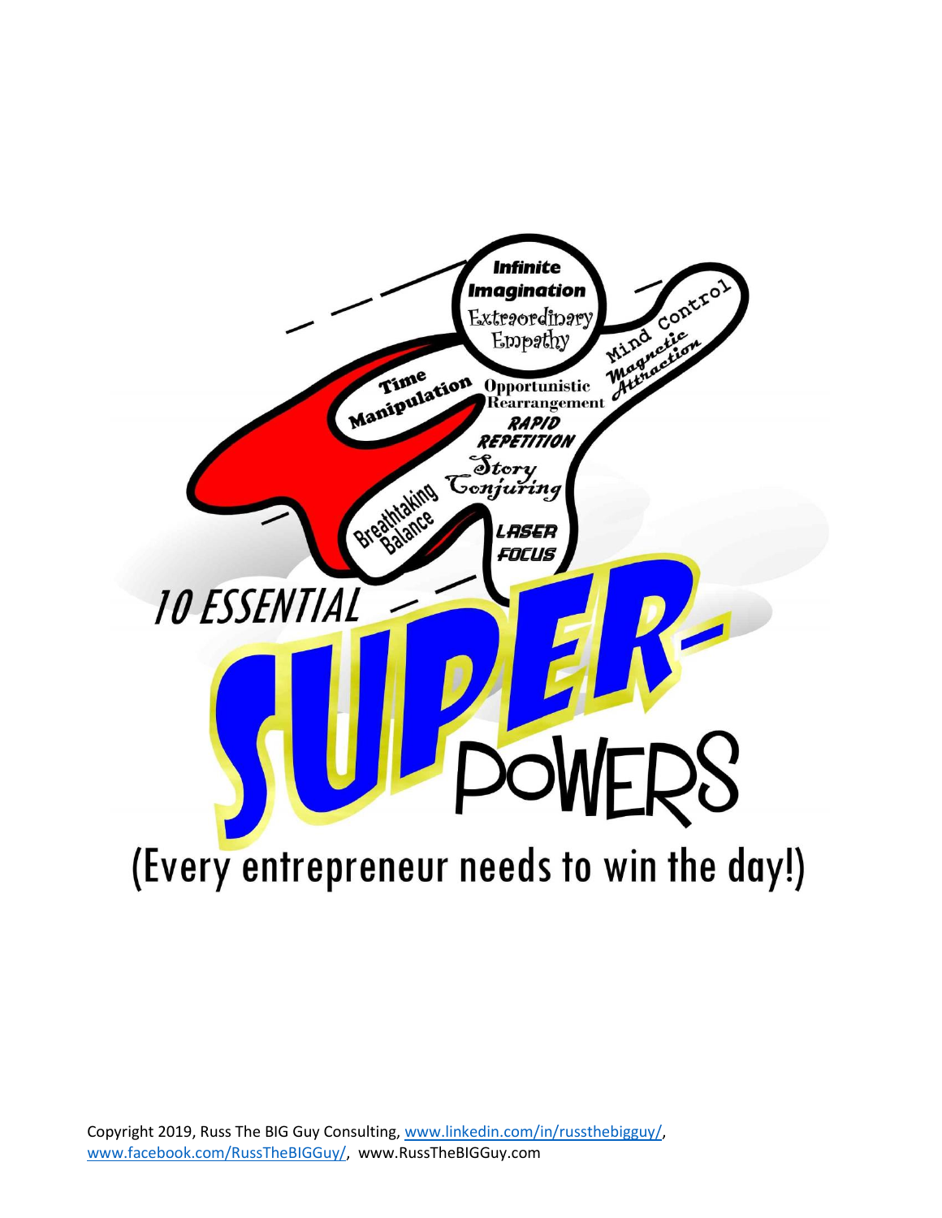Infinite Imagination

Extraordinary Empathy

Mind Control

Magnetic Attraction

Time Manipulation

Opportunistic Rearrangement

RAPID REPETITION

Story Conjuring

Breathtaking Balance

LASER FOCUS

# 10 ESSENTIAL SUPER-POWERS

## (Every entrepreneur needs to win the day!)

Copyright 2019, Russ The BIG Guy Consulting, www.linkedin.com/in/russthebigguy/, www.facebook.com/RussTheBIGGuy/, www.RussTheBIGGuy.com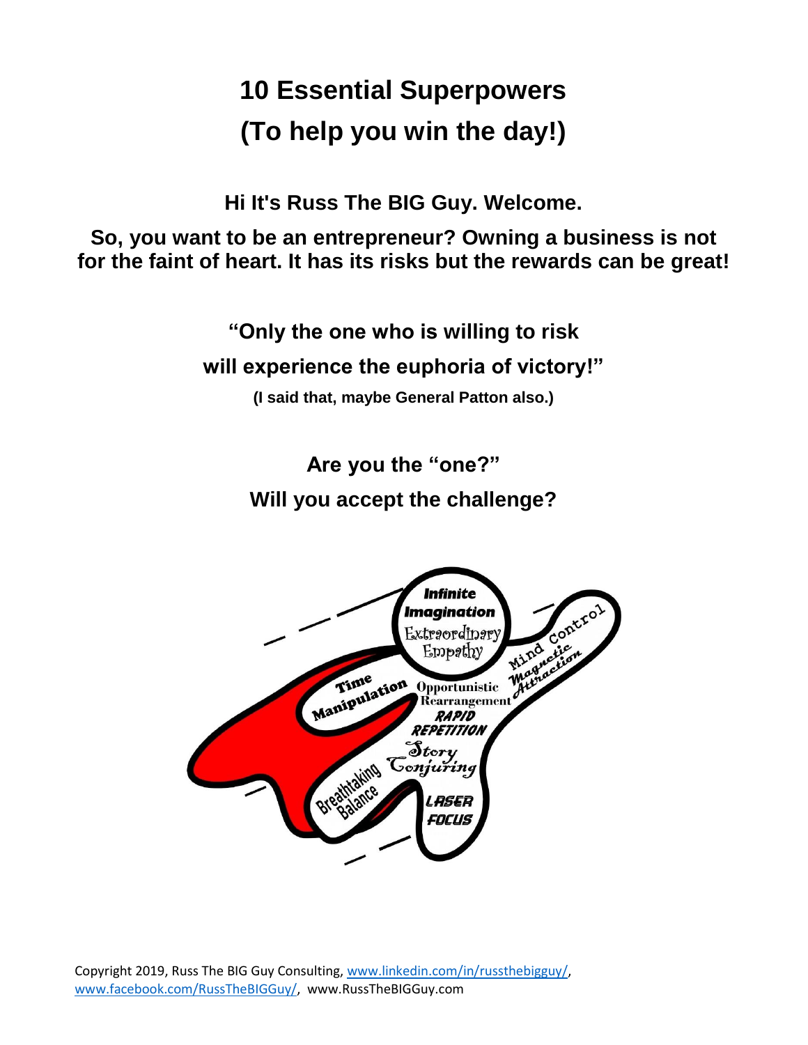# 10 Essential Superpowers
# (To help you win the day!)

**Hi It's Russ The BIG Guy. Welcome.**

**So, you want to be an entrepreneur? Owning a business is not for the faint of heart. It has its risks but the rewards can be great!**

**"Only the one who is willing to risk**
**will experience the euphoria of victory!"**

**(I said that, maybe General Patton also.)**

**Are you the "one?"**
**Will you accept the challenge?**

Infinite Imagination
Extraordinary Empathy
Mind Control
Magnetic Attraction
Time Manipulation
Opportunistic Rearrangement
RAPID REPETITION
Story Conjuring
Breathtaking Balance
LASER FOCUS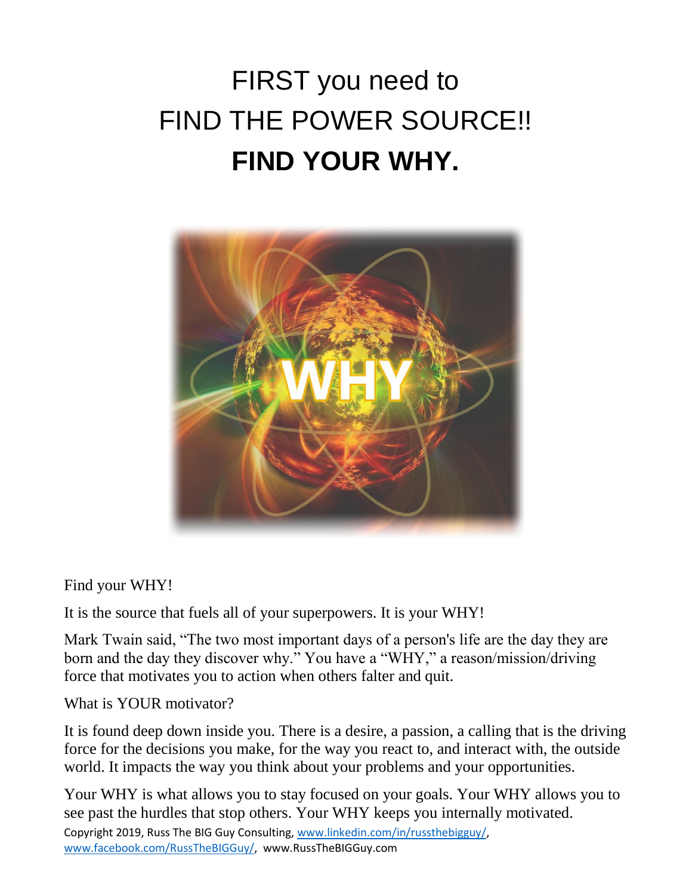# FIRST you need to FIND THE POWER SOURCE!! **FIND YOUR WHY.**

Find your WHY!

It is the source that fuels all of your superpowers. It is your WHY!

Mark Twain said, “The two most important days of a person's life are the day they are born and the day they discover why.” You have a “WHY,” a reason/mission/driving force that motivates you to action when others falter and quit.

What is YOUR motivator?

It is found deep down inside you. There is a desire, a passion, a calling that is the driving force for the decisions you make, for the way you react to, and interact with, the outside world. It impacts the way you think about your problems and your opportunities.

Your WHY is what allows you to stay focused on your goals. Your WHY allows you to see past the hurdles that stop others. Your WHY keeps you internally motivated.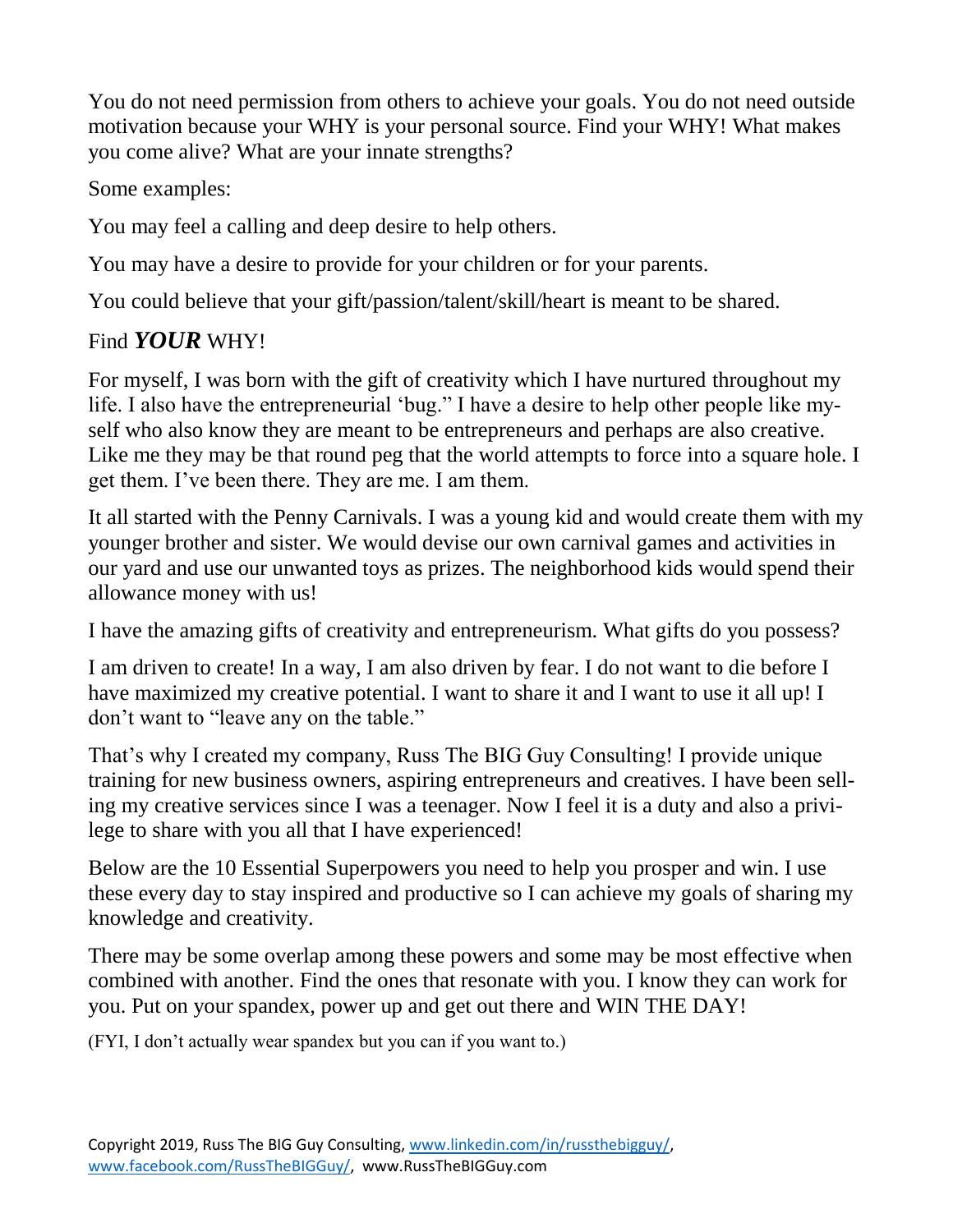You do not need permission from others to achieve your goals. You do not need outside motivation because your WHY is your personal source. Find your WHY! What makes you come alive? What are your innate strengths?

Some examples:

You may feel a calling and deep desire to help others.

You may have a desire to provide for your children or for your parents.

You could believe that your gift/passion/talent/skill/heart is meant to be shared.

Find ***YOUR*** WHY!

For myself, I was born with the gift of creativity which I have nurtured throughout my life. I also have the entrepreneurial 'bug." I have a desire to help other people like myself who also know they are meant to be entrepreneurs and perhaps are also creative. Like me they may be that round peg that the world attempts to force into a square hole. I get them. I've been there. They are me. I am them.

It all started with the Penny Carnivals. I was a young kid and would create them with my younger brother and sister. We would devise our own carnival games and activities in our yard and use our unwanted toys as prizes. The neighborhood kids would spend their allowance money with us!

I have the amazing gifts of creativity and entrepreneurism. What gifts do you possess?

I am driven to create! In a way, I am also driven by fear. I do not want to die before I have maximized my creative potential. I want to share it and I want to use it all up! I don't want to "leave any on the table."

That's why I created my company, Russ The BIG Guy Consulting! I provide unique training for new business owners, aspiring entrepreneurs and creatives. I have been selling my creative services since I was a teenager. Now I feel it is a duty and also a privilege to share with you all that I have experienced!

Below are the 10 Essential Superpowers you need to help you prosper and win. I use these every day to stay inspired and productive so I can achieve my goals of sharing my knowledge and creativity.

There may be some overlap among these powers and some may be most effective when combined with another. Find the ones that resonate with you. I know they can work for you. Put on your spandex, power up and get out there and WIN THE DAY!

(FYI, I don't actually wear spandex but you can if you want to.)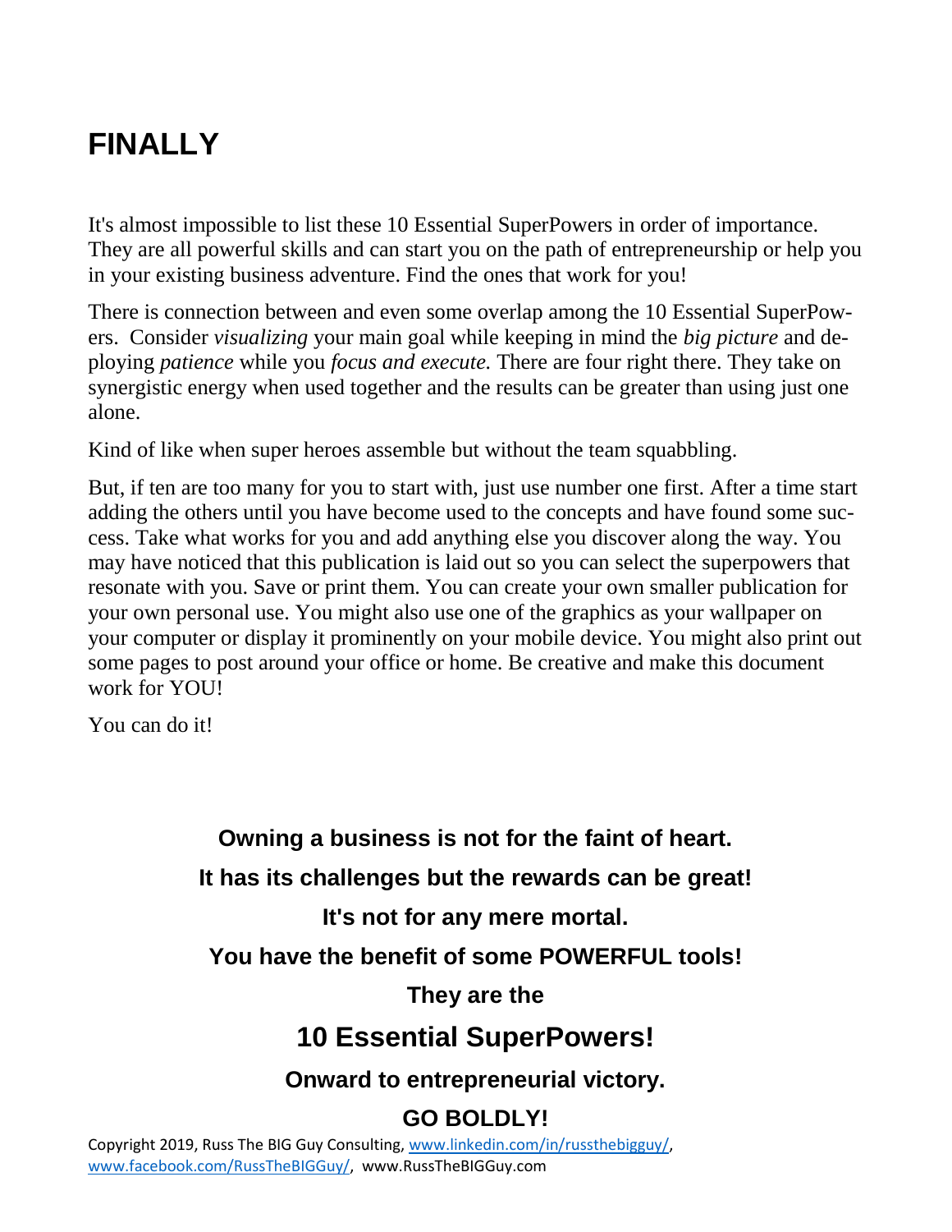# FINALLY

It's almost impossible to list these 10 Essential SuperPowers in order of importance. They are all powerful skills and can start you on the path of entrepreneurship or help you in your existing business adventure. Find the ones that work for you!

There is connection between and even some overlap among the 10 Essential SuperPowers. Consider *visualizing* your main goal while keeping in mind the *big picture* and deploying *patience* while you *focus and execute.* There are four right there. They take on synergistic energy when used together and the results can be greater than using just one alone.

Kind of like when super heroes assemble but without the team squabbling.

But, if ten are too many for you to start with, just use number one first. After a time start adding the others until you have become used to the concepts and have found some success. Take what works for you and add anything else you discover along the way. You may have noticed that this publication is laid out so you can select the superpowers that resonate with you. Save or print them. You can create your own smaller publication for your own personal use. You might also use one of the graphics as your wallpaper on your computer or display it prominently on your mobile device. You might also print out some pages to post around your office or home. Be creative and make this document work for YOU!

You can do it!

**Owning a business is not for the faint of heart.**

**It has its challenges but the rewards can be great!**

**It's not for any mere mortal.**

**You have the benefit of some POWERFUL tools!**

**They are the**

## 10 Essential SuperPowers!

**Onward to entrepreneurial victory.**

**GO BOLDLY!**

Copyright 2019, Russ The BIG Guy Consulting, www.linkedin.com/in/russthebigguy/, www.facebook.com/RussTheBIGGuy/, www.RussTheBIGGuy.com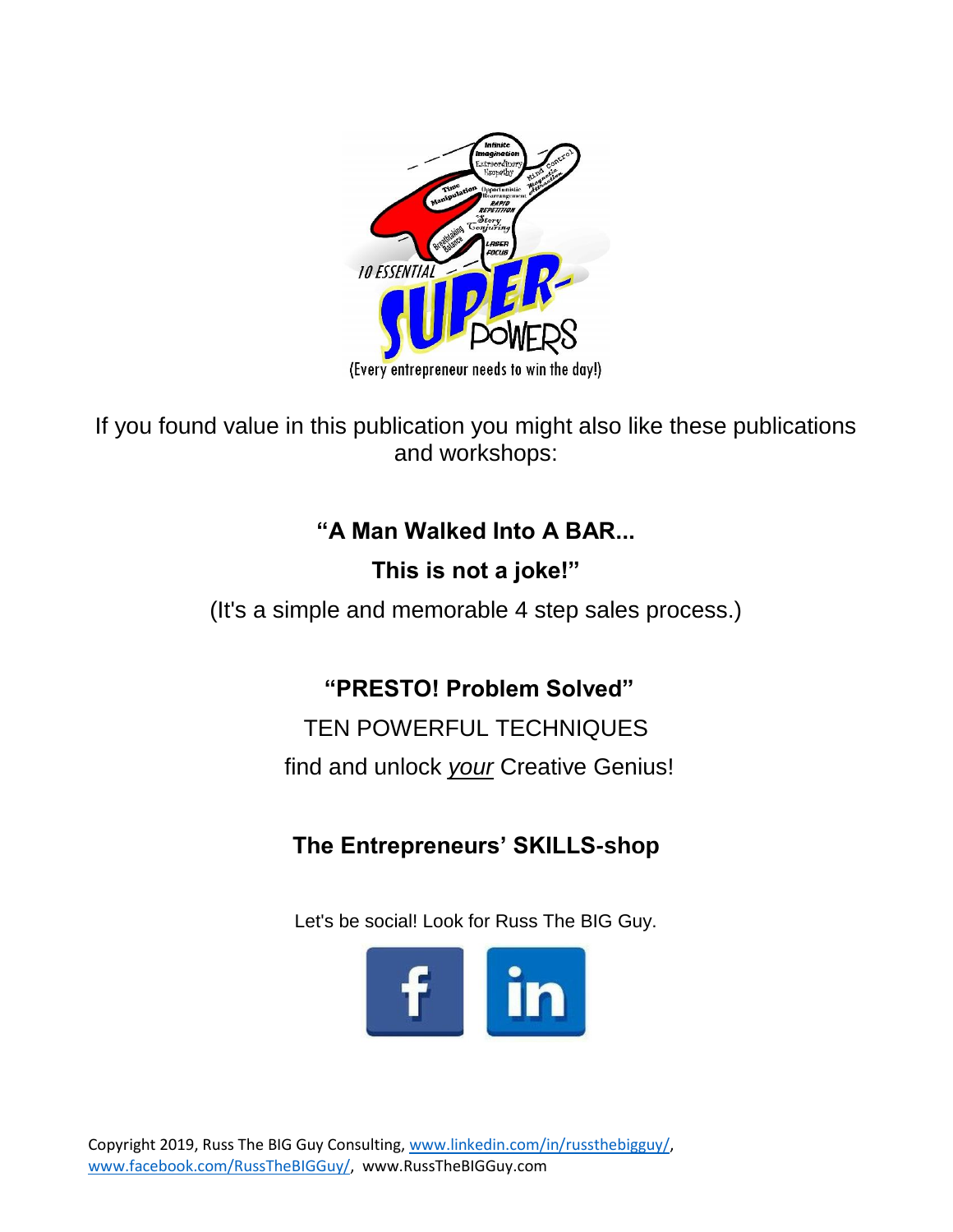If you found value in this publication you might also like these publications and workshops:

**"A Man Walked Into A BAR...**

**This is not a joke!"**

(It's a simple and memorable 4 step sales process.)

**"PRESTO! Problem Solved"**

TEN POWERFUL TECHNIQUES

find and unlock *your* Creative Genius!

**The Entrepreneurs' SKILLS-shop**

Let's be social! Look for Russ The BIG Guy.

Copyright 2019, Russ The BIG Guy Consulting, www.linkedin.com/in/russthebigguy/, www.facebook.com/RussTheBIGGuy/, www.RussTheBIGGuy.com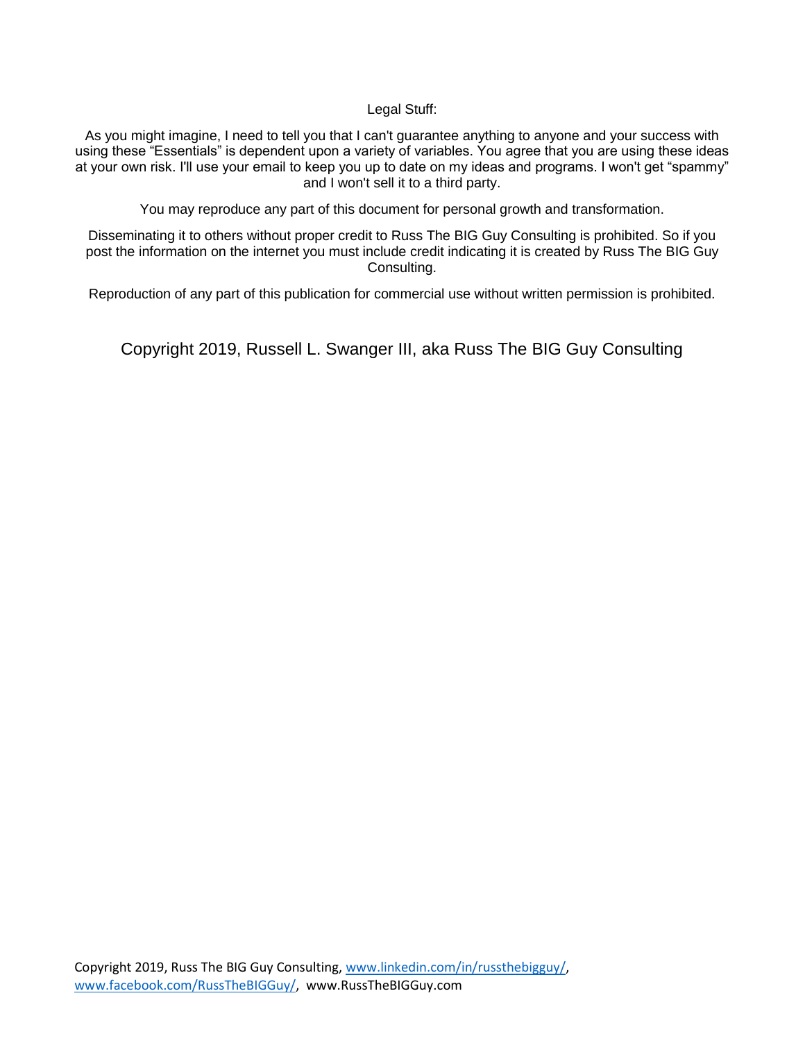Legal Stuff:

As you might imagine, I need to tell you that I can't guarantee anything to anyone and your success with using these "Essentials" is dependent upon a variety of variables. You agree that you are using these ideas at your own risk. I'll use your email to keep you up to date on my ideas and programs. I won't get "spammy" and I won't sell it to a third party.

You may reproduce any part of this document for personal growth and transformation.

Disseminating it to others without proper credit to Russ The BIG Guy Consulting is prohibited. So if you post the information on the internet you must include credit indicating it is created by Russ The BIG Guy Consulting.

Reproduction of any part of this publication for commercial use without written permission is prohibited.

Copyright 2019, Russell L. Swanger III, aka Russ The BIG Guy Consulting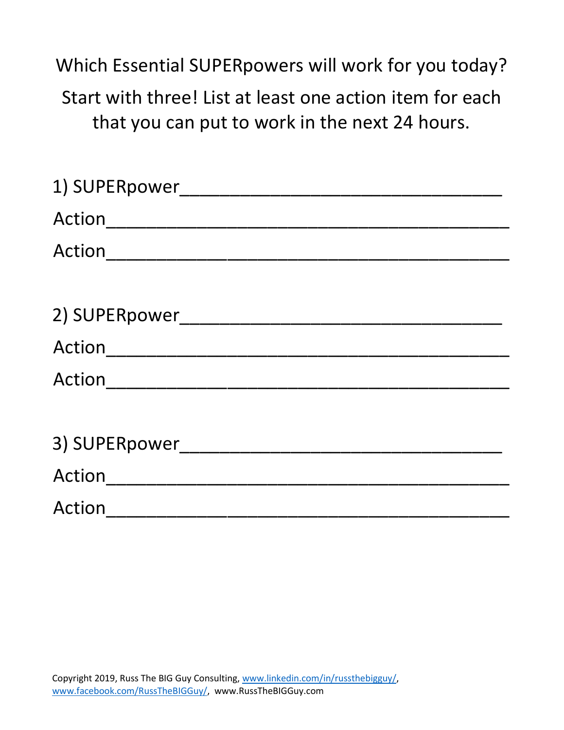Which Essential SUPERpowers will work for you today?

Start with three! List at least one action item for each that you can put to work in the next 24 hours.

1) SUPERpower________________________________

Action_____________________________________

Action_____________________________________

2) SUPERpower________________________________

Action_____________________________________

Action_____________________________________

3) SUPERpower________________________________

Action_____________________________________

Action_____________________________________

Copyright 2019, Russ The BIG Guy Consulting, [www.linkedin.com/in/russthebigguy/](http://www.linkedin.com/in/russthebigguy/), [www.facebook.com/RussTheBIGGuy/](http://www.facebook.com/RussTheBIGGuy/), www.RussTheBIGGuy.com